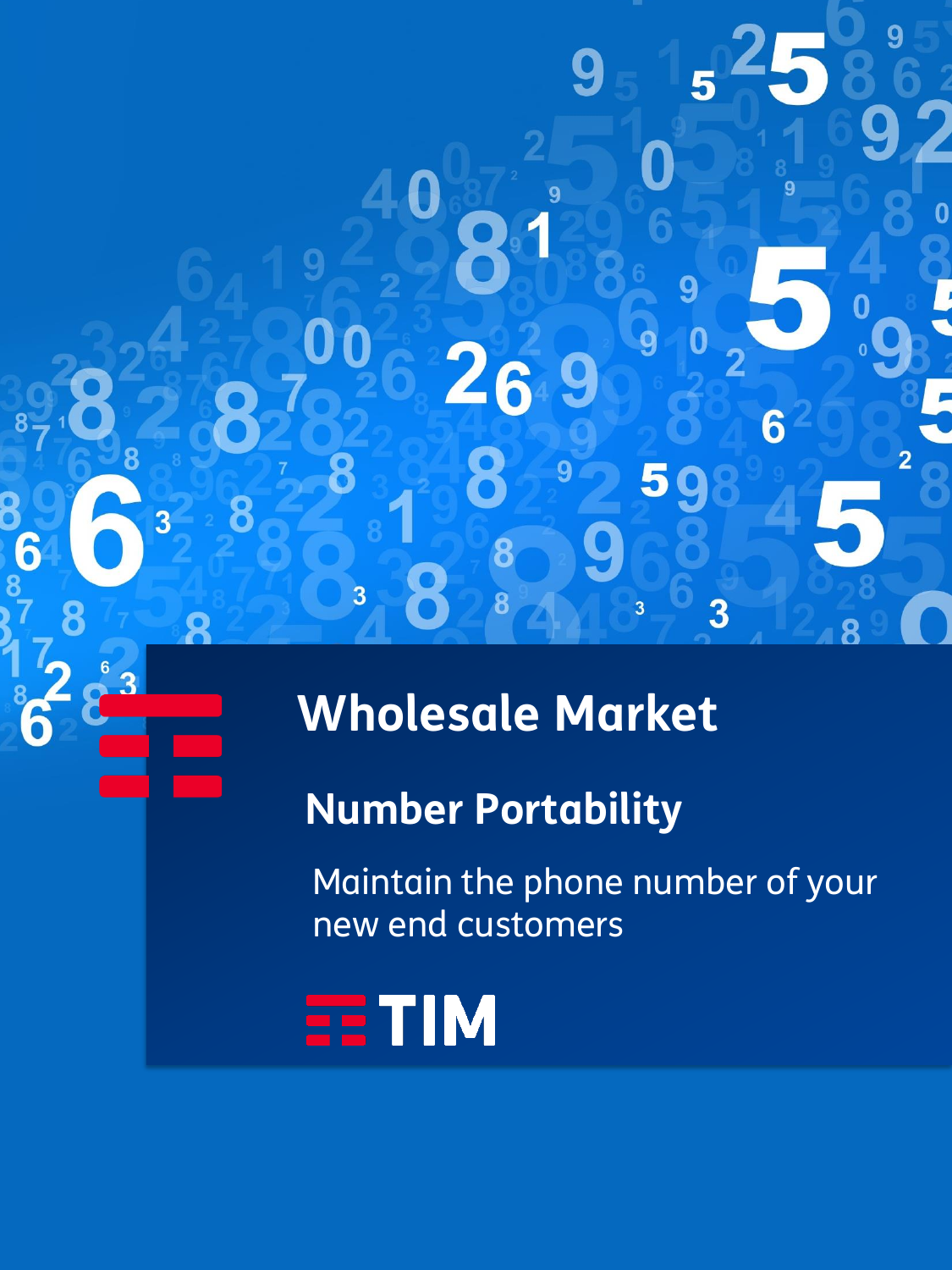# Wholesale Market

## Number Portability

Maintain the phone number of your new end customers

TIM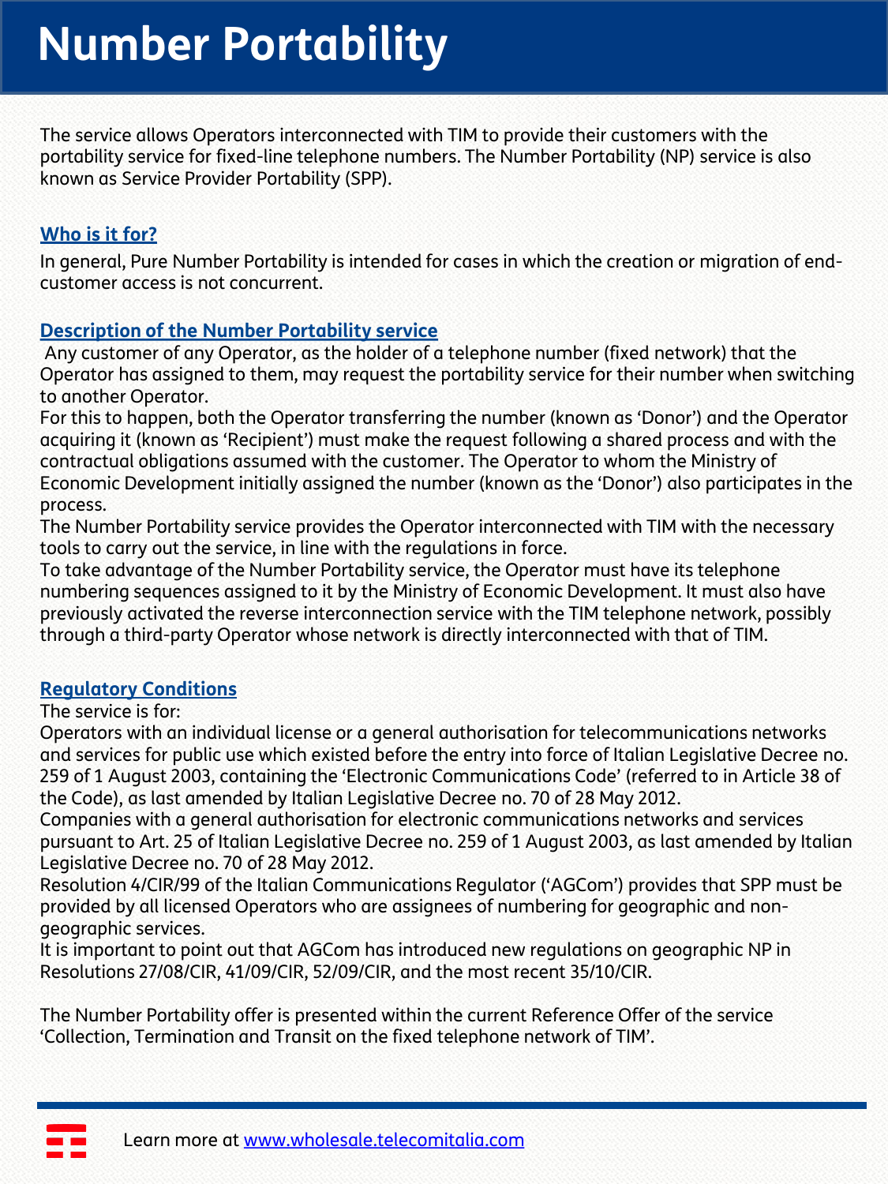# Number Portability

The service allows Operators interconnected with TIM to provide their customers with the portability service for fixed-line telephone numbers. The Number Portability (NP) service is also known as Service Provider Portability (SPP).

## Who is it for?

In general, Pure Number Portability is intended for cases in which the creation or migration of end-customer access is not concurrent.

## Description of the Number Portability service

Any customer of any Operator, as the holder of a telephone number (fixed network) that the Operator has assigned to them, may request the portability service for their number when switching to another Operator.

For this to happen, both the Operator transferring the number (known as 'Donor') and the Operator acquiring it (known as 'Recipient') must make the request following a shared process and with the contractual obligations assumed with the customer. The Operator to whom the Ministry of Economic Development initially assigned the number (known as the 'Donor') also participates in the process.

The Number Portability service provides the Operator interconnected with TIM with the necessary tools to carry out the service, in line with the regulations in force.

To take advantage of the Number Portability service, the Operator must have its telephone numbering sequences assigned to it by the Ministry of Economic Development. It must also have previously activated the reverse interconnection service with the TIM telephone network, possibly through a third-party Operator whose network is directly interconnected with that of TIM.

## Regulatory Conditions

The service is for:

Operators with an individual license or a general authorisation for telecommunications networks and services for public use which existed before the entry into force of Italian Legislative Decree no. 259 of 1 August 2003, containing the 'Electronic Communications Code' (referred to in Article 38 of the Code), as last amended by Italian Legislative Decree no. 70 of 28 May 2012.

Companies with a general authorisation for electronic communications networks and services pursuant to Art. 25 of Italian Legislative Decree no. 259 of 1 August 2003, as last amended by Italian Legislative Decree no. 70 of 28 May 2012.

Resolution 4/CIR/99 of the Italian Communications Regulator ('AGCom') provides that SPP must be provided by all licensed Operators who are assignees of numbering for geographic and non-geographic services.

It is important to point out that AGCom has introduced new regulations on geographic NP in Resolutions 27/08/CIR, 41/09/CIR, 52/09/CIR, and the most recent 35/10/CIR.

The Number Portability offer is presented within the current Reference Offer of the service 'Collection, Termination and Transit on the fixed telephone network of TIM'.

Learn more at www.wholesale.telecomitalia.com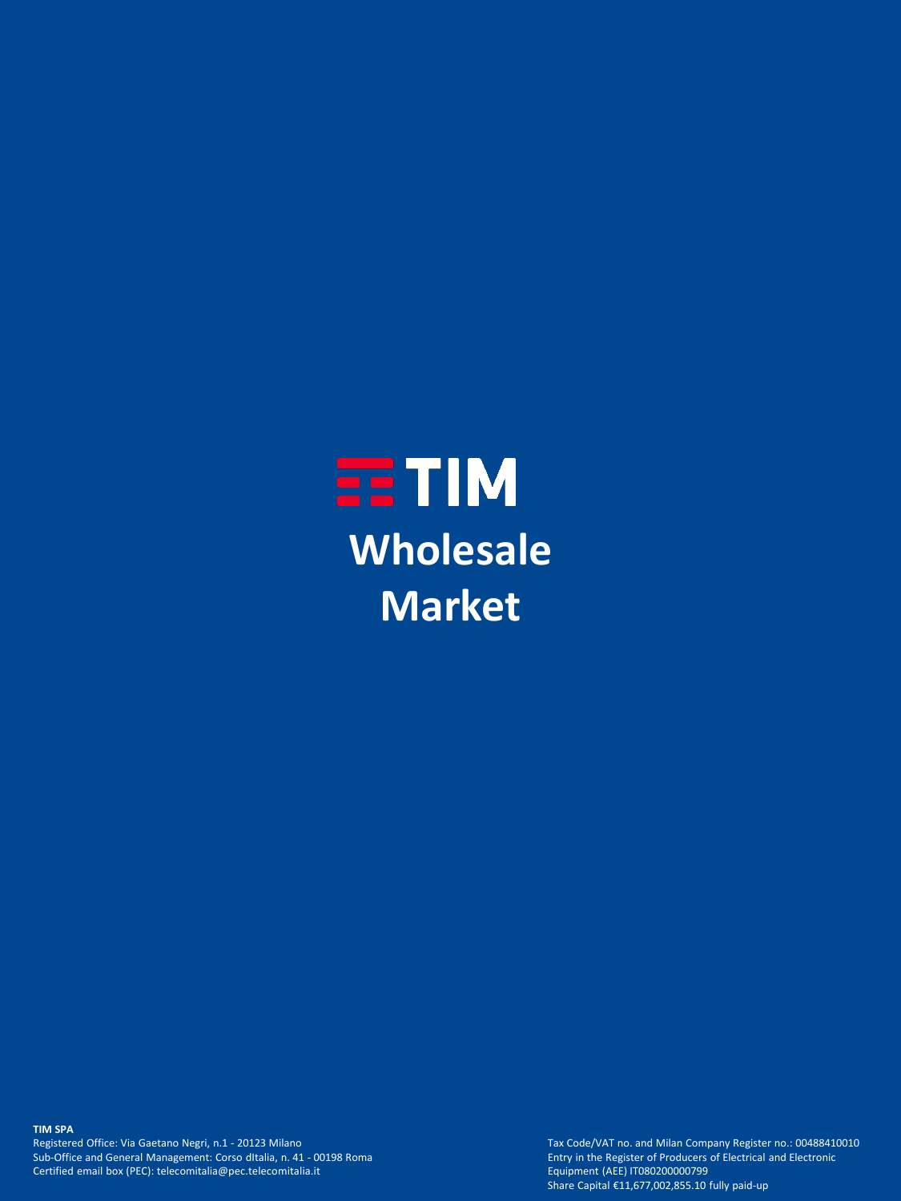# TIM

# Wholesale Market

**TIM SPA**
Registered Office: Via Gaetano Negri, n.1 - 20123 Milano
Sub-Office and General Management: Corso dItalia, n. 41 - 00198 Roma
Certified email box (PEC): telecomitalia@pec.telecomitalia.it

Tax Code/VAT no. and Milan Company Register no.: 00488410010
Entry in the Register of Producers of Electrical and Electronic Equipment (AEE) IT080200000799
Share Capital €11,677,002,855.10 fully paid-up